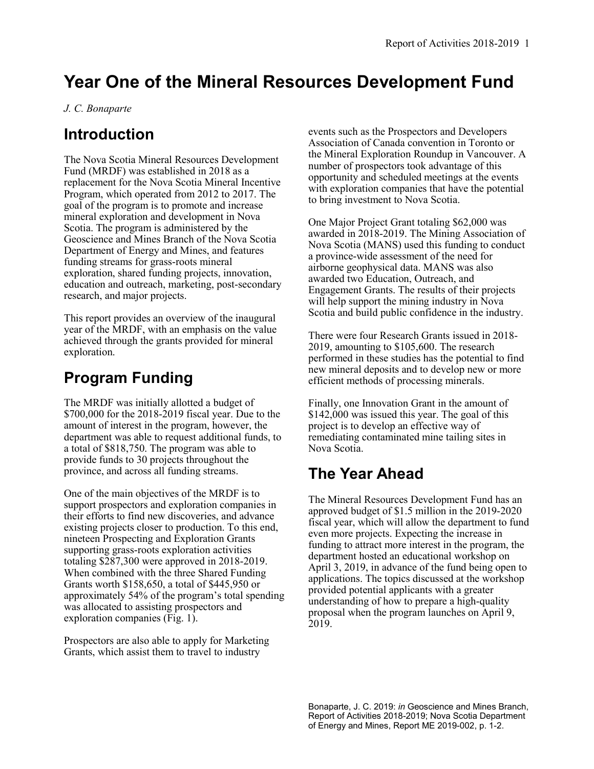# Year One of the Mineral Resources Development Fund

*J. C. Bonaparte*

## Introduction

The Nova Scotia Mineral Resources Development Fund (MRDF) was established in 2018 as a replacement for the Nova Scotia Mineral Incentive Program, which operated from 2012 to 2017. The goal of the program is to promote and increase mineral exploration and development in Nova Scotia. The program is administered by the Geoscience and Mines Branch of the Nova Scotia Department of Energy and Mines, and features funding streams for grass-roots mineral exploration, shared funding projects, innovation, education and outreach, marketing, post-secondary research, and major projects.

This report provides an overview of the inaugural year of the MRDF, with an emphasis on the value achieved through the grants provided for mineral exploration.

## Program Funding

The MRDF was initially allotted a budget of $700,000 for the 2018-2019 fiscal year. Due to the amount of interest in the program, however, the department was able to request additional funds, to a total of $818,750. The program was able to provide funds to 30 projects throughout the province, and across all funding streams.

One of the main objectives of the MRDF is to support prospectors and exploration companies in their efforts to find new discoveries, and advance existing projects closer to production. To this end, nineteen Prospecting and Exploration Grants supporting grass-roots exploration activities totaling $287,300 were approved in 2018-2019. When combined with the three Shared Funding Grants worth $158,650, a total of $445,950 or approximately 54% of the program's total spending was allocated to assisting prospectors and exploration companies (Fig. 1).

Prospectors are also able to apply for Marketing Grants, which assist them to travel to industry events such as the Prospectors and Developers Association of Canada convention in Toronto or the Mineral Exploration Roundup in Vancouver. A number of prospectors took advantage of this opportunity and scheduled meetings at the events with exploration companies that have the potential to bring investment to Nova Scotia.

One Major Project Grant totaling $62,000 was awarded in 2018-2019. The Mining Association of Nova Scotia (MANS) used this funding to conduct a province-wide assessment of the need for airborne geophysical data. MANS was also awarded two Education, Outreach, and Engagement Grants. The results of their projects will help support the mining industry in Nova Scotia and build public confidence in the industry.

There were four Research Grants issued in 2018-2019, amounting to $105,600. The research performed in these studies has the potential to find new mineral deposits and to develop new or more efficient methods of processing minerals.

Finally, one Innovation Grant in the amount of $142,000 was issued this year. The goal of this project is to develop an effective way of remediating contaminated mine tailing sites in Nova Scotia.

## The Year Ahead

The Mineral Resources Development Fund has an approved budget of $1.5 million in the 2019-2020 fiscal year, which will allow the department to fund even more projects. Expecting the increase in funding to attract more interest in the program, the department hosted an educational workshop on April 3, 2019, in advance of the fund being open to applications. The topics discussed at the workshop provided potential applicants with a greater understanding of how to prepare a high-quality proposal when the program launches on April 9, 2019.

Bonaparte, J. C. 2019: *in* Geoscience and Mines Branch, Report of Activities 2018-2019; Nova Scotia Department of Energy and Mines, Report ME 2019-002, p. 1-2.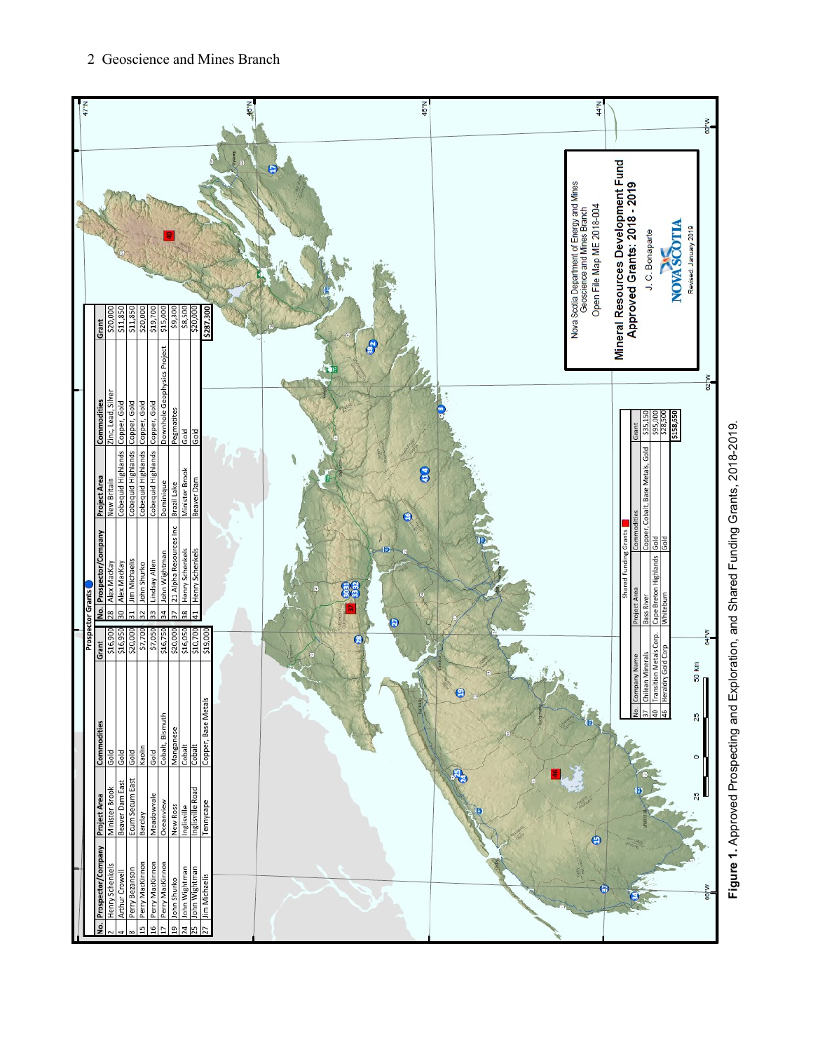**Prospector Grants**

| No. | Prospector/Company | Project Area | Commodities | Grant |
|---|---|---|---|---|
| 2 | Henry Schenkels | Minister Brook | Gold | $16,900 |
| 4 | Arthur Crowell | Beaver Dam East | Gold | $16,950 |
| 8 | Perry Bezanson | Ecum Secum East | Gold | $20,000 |
| 15 | Perry MacKinnon | Barclay | Kaolin | $7,700 |
| 16 | Perry MacKinnon | Meadowvale | Gold | $7,050 |
| 17 | Perry MacKinnon | Oceanview | Cobalt, Bismuth | $16,750 |
| 19 | John Shurko | New Ross | Manganese | $20,000 |
| 24 | John Wightman | Inglisville | Cobalt | $16,050 |
| 25 | John Wightman | Inglisville Road | Cobalt | $10,700 |
| 27 | Jim Michaelis | Tennycape | Copper, Base Metals | $19,000 |
| 28 | Alex MacKay | New Britain | Zinc, Lead, Silver | $20,000 |
| 30 | Alex MacKay | Cobequid Highlands | Copper, Gold | $11,850 |
| 31 | Jim Michaelis | Cobequid Highlands | Copper, Gold | $11,850 |
| 32 | John Shurko | Cobequid Highlands | Copper, Gold | $20,000 |
| 33 | Lindsay Allen | Cobequid Highlands | Copper, Gold | $19,700 |
| 34 | John Wightman | Dominique | Downhole Geophysics Project | $15,000 |
| 37 | 21 Alpha Resources Inc | Brazil Lake | Pegmatites | $9,300 |
| 38 | Henry Schenkels | Minister Brook | Gold | $8,300 |
| 41 | Henry Schenkels | Beaver Dam | Gold | $20,000 |
| | | | | $287,300 |

**Shared Funding Grants**

| No. | Company Name | Project Area | Commodities | Grant |
|---|---|---|---|---|
| 37 | Chilean Minerals | Bass River | Copper, Cobalt, Base Metals, Gold | $35,150 |
| 40 | Transition Metals Corp. | Cape Breton Highlands | Gold | $95,000 |
| 46 | Heraldry Gold Corp | Whiteburn | Gold | $28,500 |
| | | | | $158,650 |

Nova Scotia Department of Energy and Mines
Geoscience and Mines Branch
Open File Map ME 2018-004

**Mineral Resources Development Fund Approved Grants: 2018 - 2019**

J. C. Bonaparte

NOVA SCOTIA

Revised: January 2019

47°N
46°N
45°N
44°N
66°W
64°W
62°W
60°W

25 0 25 50 km

**Figure 1.** Approved Prospecting and Exploration, and Shared Funding Grants, 2018-2019.